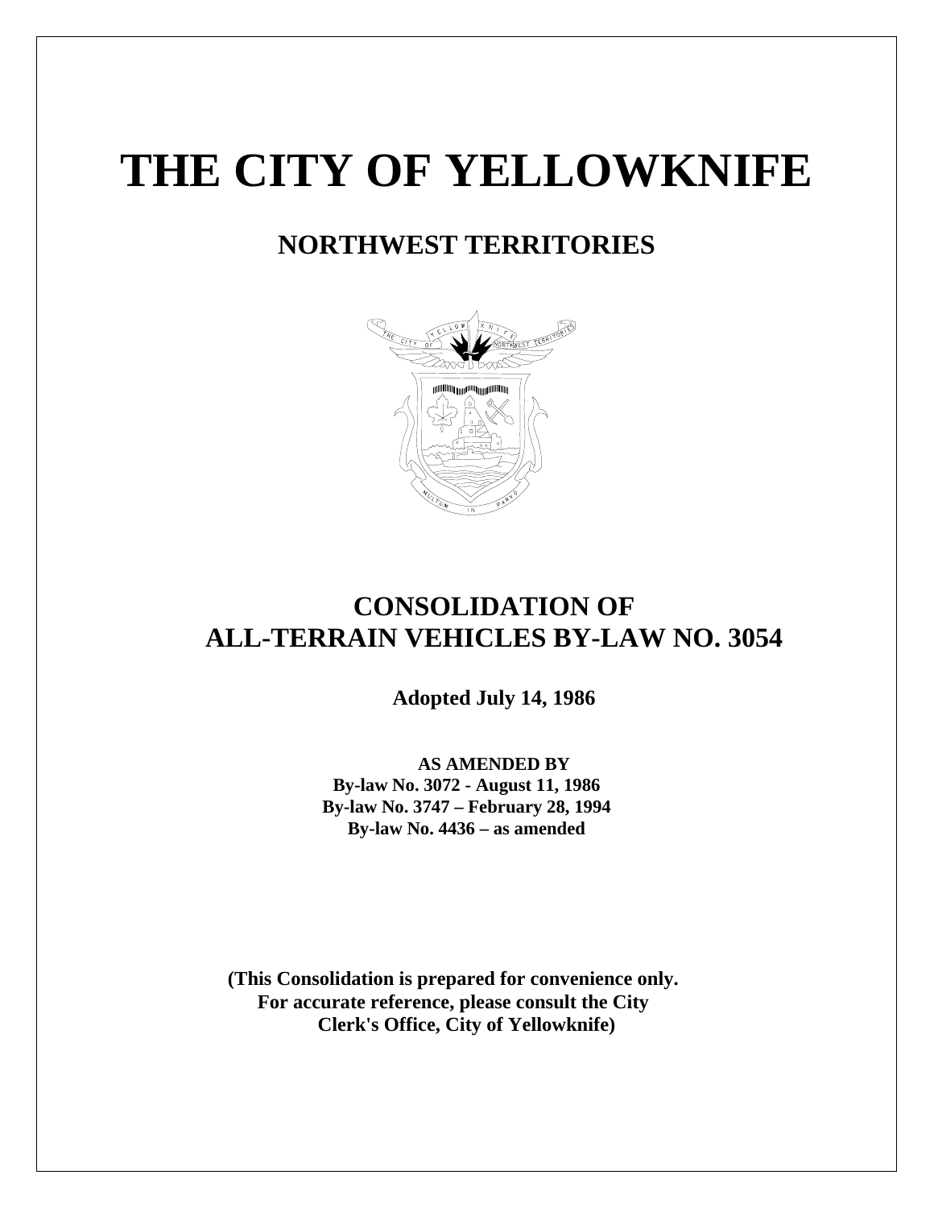# THE CITY OF YELLOWKNIFE

## NORTHWEST TERRITORIES

## CONSOLIDATION OF ALL-TERRAIN VEHICLES BY-LAW NO. 3054

**Adopted July 14, 1986**

**AS AMENDED BY**
**By-law No. 3072 - August 11, 1986**
**By-law No. 3747 – February 28, 1994**
**By-law No. 4436 – as amended**

**(This Consolidation is prepared for convenience only. For accurate reference, please consult the City Clerk's Office, City of Yellowknife)**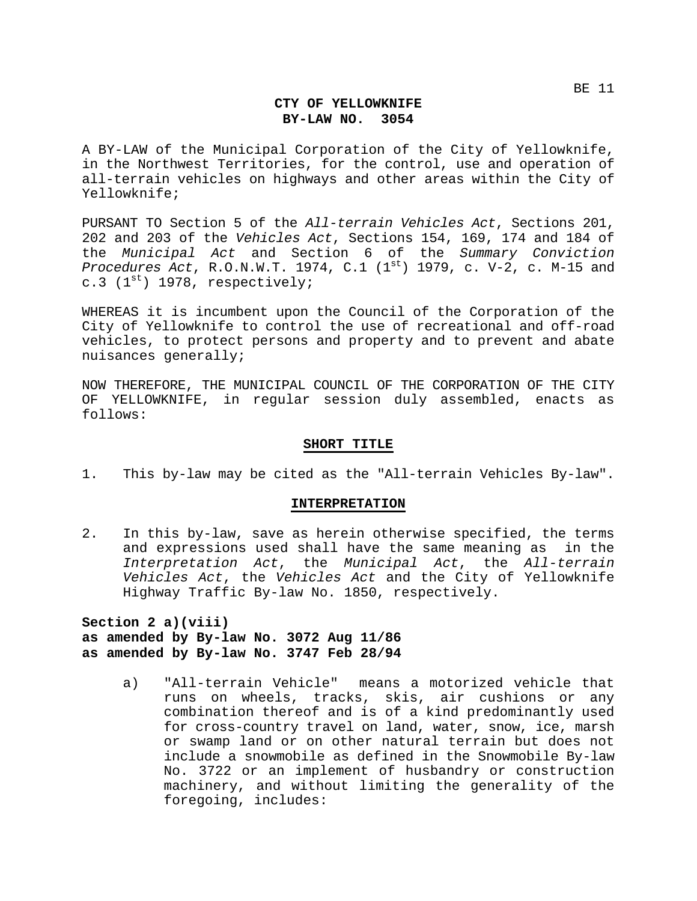**CTY OF YELLOWKNIFE**
**BY-LAW NO. 3054**

A BY-LAW of the Municipal Corporation of the City of Yellowknife, in the Northwest Territories, for the control, use and operation of all-terrain vehicles on highways and other areas within the City of Yellowknife;

PURSANT TO Section 5 of the *All-terrain Vehicles Act*, Sections 201, 202 and 203 of the *Vehicles Act*, Sections 154, 169, 174 and 184 of the *Municipal Act* and Section 6 of the *Summary Conviction Procedures Act*, R.O.N.W.T. 1974, C.1 (1st) 1979, c. V-2, c. M-15 and c.3 (1st) 1978, respectively;

WHEREAS it is incumbent upon the Council of the Corporation of the City of Yellowknife to control the use of recreational and off-road vehicles, to protect persons and property and to prevent and abate nuisances generally;

NOW THEREFORE, THE MUNICIPAL COUNCIL OF THE CORPORATION OF THE CITY OF YELLOWKNIFE, in regular session duly assembled, enacts as follows:

## SHORT TITLE

1. This by-law may be cited as the "All-terrain Vehicles By-law".

## INTERPRETATION

2. In this by-law, save as herein otherwise specified, the terms and expressions used shall have the same meaning as in the *Interpretation Act*, the *Municipal Act*, the *All-terrain Vehicles Act*, the *Vehicles Act* and the City of Yellowknife Highway Traffic By-law No. 1850, respectively.

**Section 2 a)(viii)**
**as amended by By-law No. 3072 Aug 11/86**
**as amended by By-law No. 3747 Feb 28/94**

a) "All-terrain Vehicle" means a motorized vehicle that runs on wheels, tracks, skis, air cushions or any combination thereof and is of a kind predominantly used for cross-country travel on land, water, snow, ice, marsh or swamp land or on other natural terrain but does not include a snowmobile as defined in the Snowmobile By-law No. 3722 or an implement of husbandry or construction machinery, and without limiting the generality of the foregoing, includes: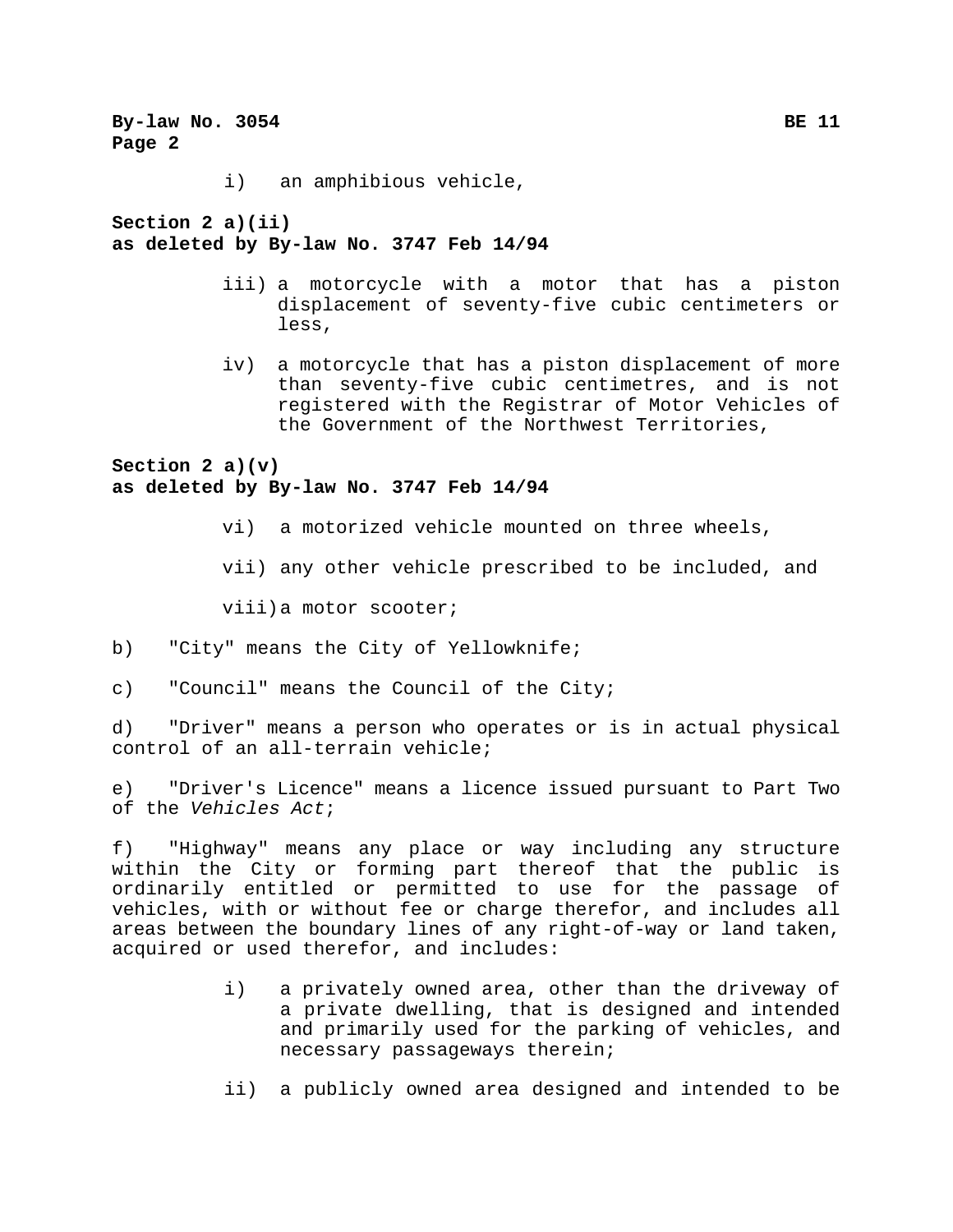i) an amphibious vehicle,

**Section 2 a)(ii)**
**as deleted by By-law No. 3747 Feb 14/94**

iii) a motorcycle with a motor that has a piston displacement of seventy-five cubic centimeters or less,

iv) a motorcycle that has a piston displacement of more than seventy-five cubic centimetres, and is not registered with the Registrar of Motor Vehicles of the Government of the Northwest Territories,

**Section 2 a)(v)**
**as deleted by By-law No. 3747 Feb 14/94**

vi) a motorized vehicle mounted on three wheels,

vii) any other vehicle prescribed to be included, and

viii) a motor scooter;

b) "City" means the City of Yellowknife;

c) "Council" means the Council of the City;

d) "Driver" means a person who operates or is in actual physical control of an all-terrain vehicle;

e) "Driver's Licence" means a licence issued pursuant to Part Two of the *Vehicles Act*;

f) "Highway" means any place or way including any structure within the City or forming part thereof that the public is ordinarily entitled or permitted to use for the passage of vehicles, with or without fee or charge therefor, and includes all areas between the boundary lines of any right-of-way or land taken, acquired or used therefor, and includes:

i) a privately owned area, other than the driveway of a private dwelling, that is designed and intended and primarily used for the parking of vehicles, and necessary passageways therein;

ii) a publicly owned area designed and intended to be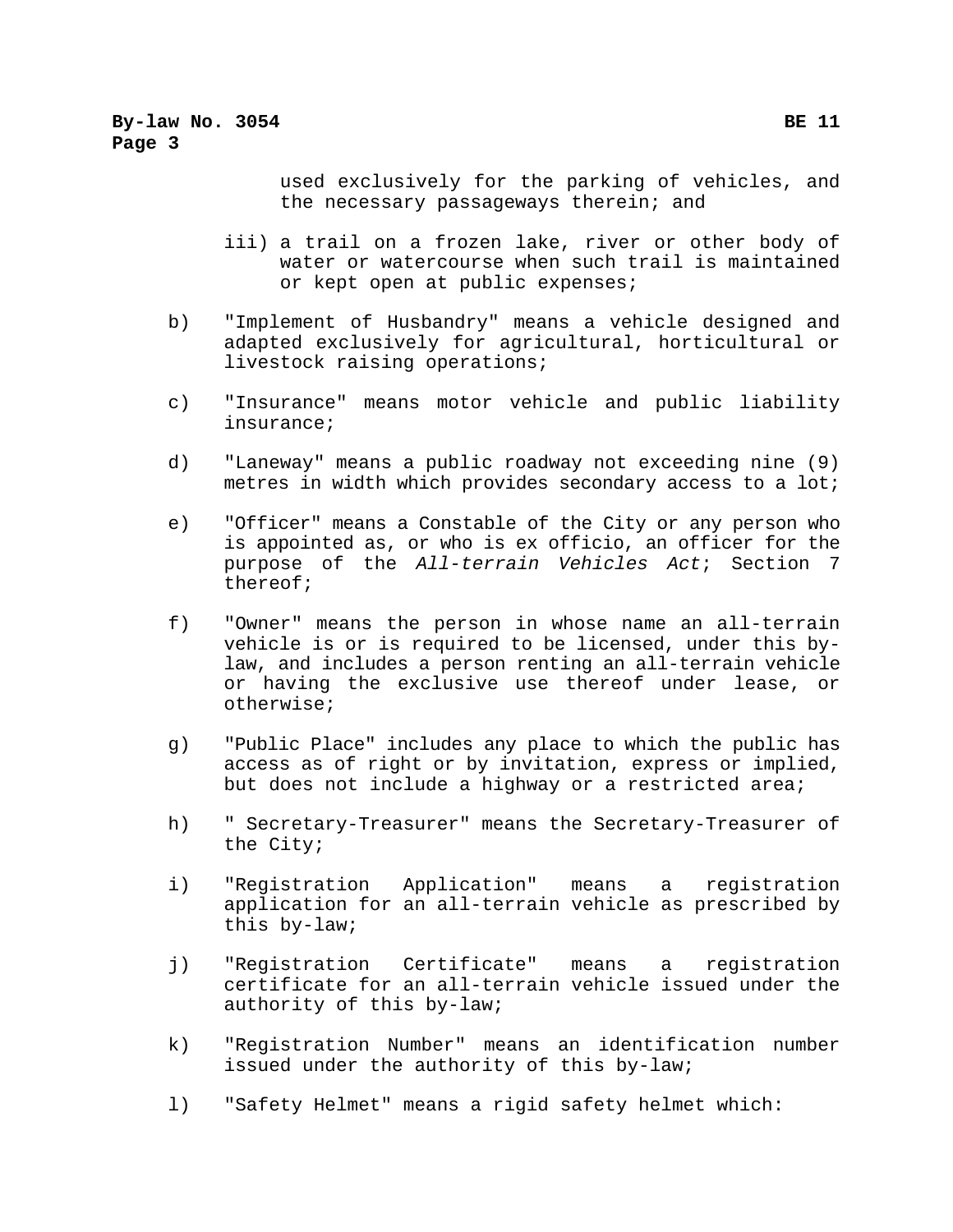used exclusively for the parking of vehicles, and the necessary passageways therein; and

iii) a trail on a frozen lake, river or other body of water or watercourse when such trail is maintained or kept open at public expenses;

b) "Implement of Husbandry" means a vehicle designed and adapted exclusively for agricultural, horticultural or livestock raising operations;

c) "Insurance" means motor vehicle and public liability insurance;

d) "Laneway" means a public roadway not exceeding nine (9) metres in width which provides secondary access to a lot;

e) "Officer" means a Constable of the City or any person who is appointed as, or who is ex officio, an officer for the purpose of the *All-terrain Vehicles Act*; Section 7 thereof;

f) "Owner" means the person in whose name an all-terrain vehicle is or is required to be licensed, under this by-law, and includes a person renting an all-terrain vehicle or having the exclusive use thereof under lease, or otherwise;

g) "Public Place" includes any place to which the public has access as of right or by invitation, express or implied, but does not include a highway or a restricted area;

h) " Secretary-Treasurer" means the Secretary-Treasurer of the City;

i) "Registration Application" means a registration application for an all-terrain vehicle as prescribed by this by-law;

j) "Registration Certificate" means a registration certificate for an all-terrain vehicle issued under the authority of this by-law;

k) "Registration Number" means an identification number issued under the authority of this by-law;

l) "Safety Helmet" means a rigid safety helmet which: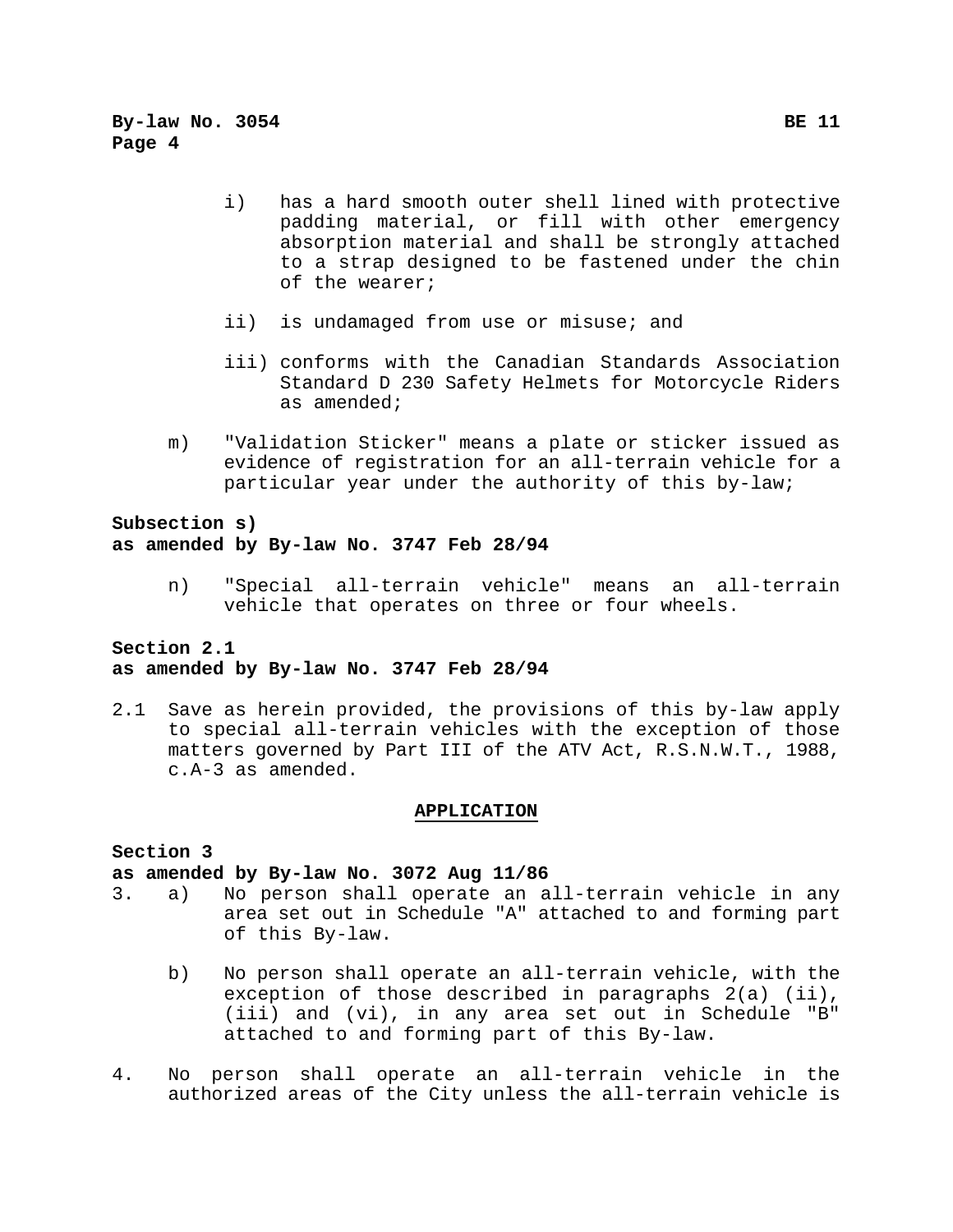i) has a hard smooth outer shell lined with protective padding material, or fill with other emergency absorption material and shall be strongly attached to a strap designed to be fastened under the chin of the wearer;

ii) is undamaged from use or misuse; and

iii) conforms with the Canadian Standards Association Standard D 230 Safety Helmets for Motorcycle Riders as amended;

m) "Validation Sticker" means a plate or sticker issued as evidence of registration for an all-terrain vehicle for a particular year under the authority of this by-law;

**Subsection s)**
**as amended by By-law No. 3747 Feb 28/94**

n) "Special all-terrain vehicle" means an all-terrain vehicle that operates on three or four wheels.

**Section 2.1**
**as amended by By-law No. 3747 Feb 28/94**

2.1 Save as herein provided, the provisions of this by-law apply to special all-terrain vehicles with the exception of those matters governed by Part III of the ATV Act, R.S.N.W.T., 1988, c.A-3 as amended.

## APPLICATION

**Section 3**
**as amended by By-law No. 3072 Aug 11/86**

3. a) No person shall operate an all-terrain vehicle in any area set out in Schedule "A" attached to and forming part of this By-law.

   b) No person shall operate an all-terrain vehicle, with the exception of those described in paragraphs 2(a) (ii), (iii) and (vi), in any area set out in Schedule "B" attached to and forming part of this By-law.

4. No person shall operate an all-terrain vehicle in the authorized areas of the City unless the all-terrain vehicle is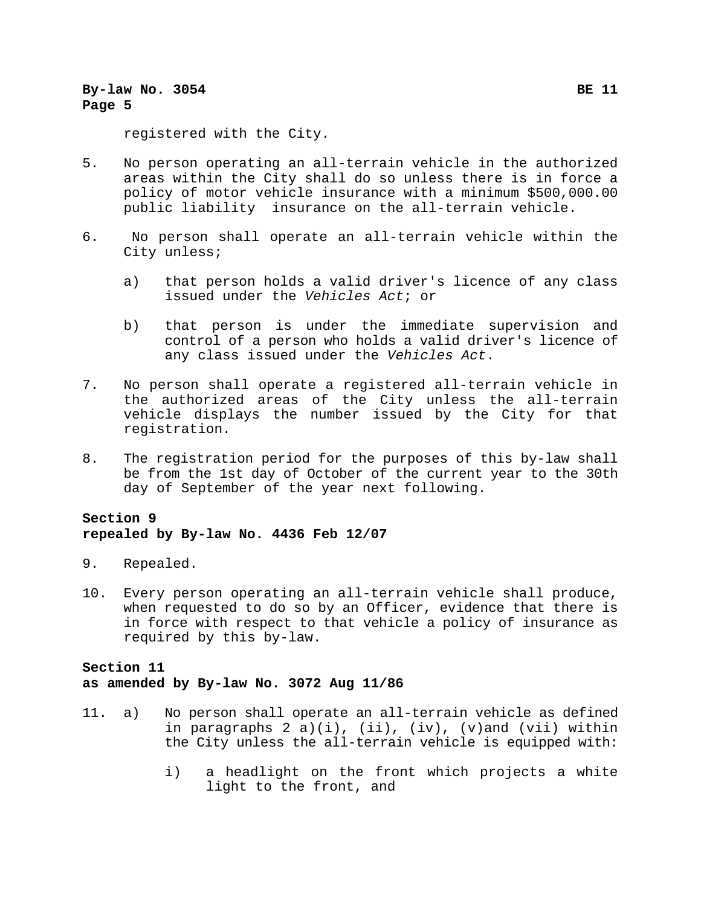registered with the City.

5. No person operating an all-terrain vehicle in the authorized areas within the City shall do so unless there is in force a policy of motor vehicle insurance with a minimum $500,000.00 public liability insurance on the all-terrain vehicle.

6. No person shall operate an all-terrain vehicle within the City unless;

   a) that person holds a valid driver's licence of any class issued under the *Vehicles Act*; or

   b) that person is under the immediate supervision and control of a person who holds a valid driver's licence of any class issued under the *Vehicles Act*.

7. No person shall operate a registered all-terrain vehicle in the authorized areas of the City unless the all-terrain vehicle displays the number issued by the City for that registration.

8. The registration period for the purposes of this by-law shall be from the 1st day of October of the current year to the 30th day of September of the year next following.

**Section 9**
**repealed by By-law No. 4436 Feb 12/07**

9. Repealed.

10. Every person operating an all-terrain vehicle shall produce, when requested to do so by an Officer, evidence that there is in force with respect to that vehicle a policy of insurance as required by this by-law.

**Section 11**
**as amended by By-law No. 3072 Aug 11/86**

11. a) No person shall operate an all-terrain vehicle as defined in paragraphs 2 a)(i), (ii), (iv), (v)and (vii) within the City unless the all-terrain vehicle is equipped with:

    i) a headlight on the front which projects a white light to the front, and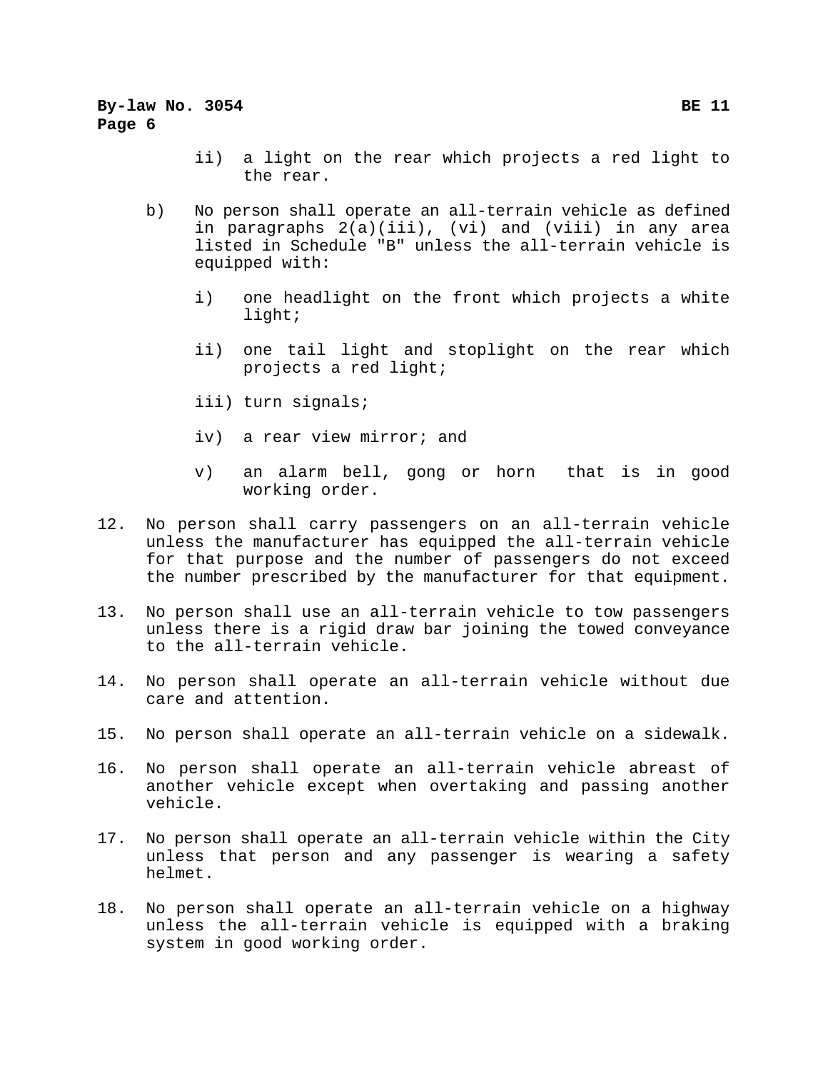ii) a light on the rear which projects a red light to the rear.

b) No person shall operate an all-terrain vehicle as defined in paragraphs 2(a)(iii), (vi) and (viii) in any area listed in Schedule "B" unless the all-terrain vehicle is equipped with:

   i) one headlight on the front which projects a white light;

   ii) one tail light and stoplight on the rear which projects a red light;

   iii) turn signals;

   iv) a rear view mirror; and

   v) an alarm bell, gong or horn that is in good working order.

12. No person shall carry passengers on an all-terrain vehicle unless the manufacturer has equipped the all-terrain vehicle for that purpose and the number of passengers do not exceed the number prescribed by the manufacturer for that equipment.

13. No person shall use an all-terrain vehicle to tow passengers unless there is a rigid draw bar joining the towed conveyance to the all-terrain vehicle.

14. No person shall operate an all-terrain vehicle without due care and attention.

15. No person shall operate an all-terrain vehicle on a sidewalk.

16. No person shall operate an all-terrain vehicle abreast of another vehicle except when overtaking and passing another vehicle.

17. No person shall operate an all-terrain vehicle within the City unless that person and any passenger is wearing a safety helmet.

18. No person shall operate an all-terrain vehicle on a highway unless the all-terrain vehicle is equipped with a braking system in good working order.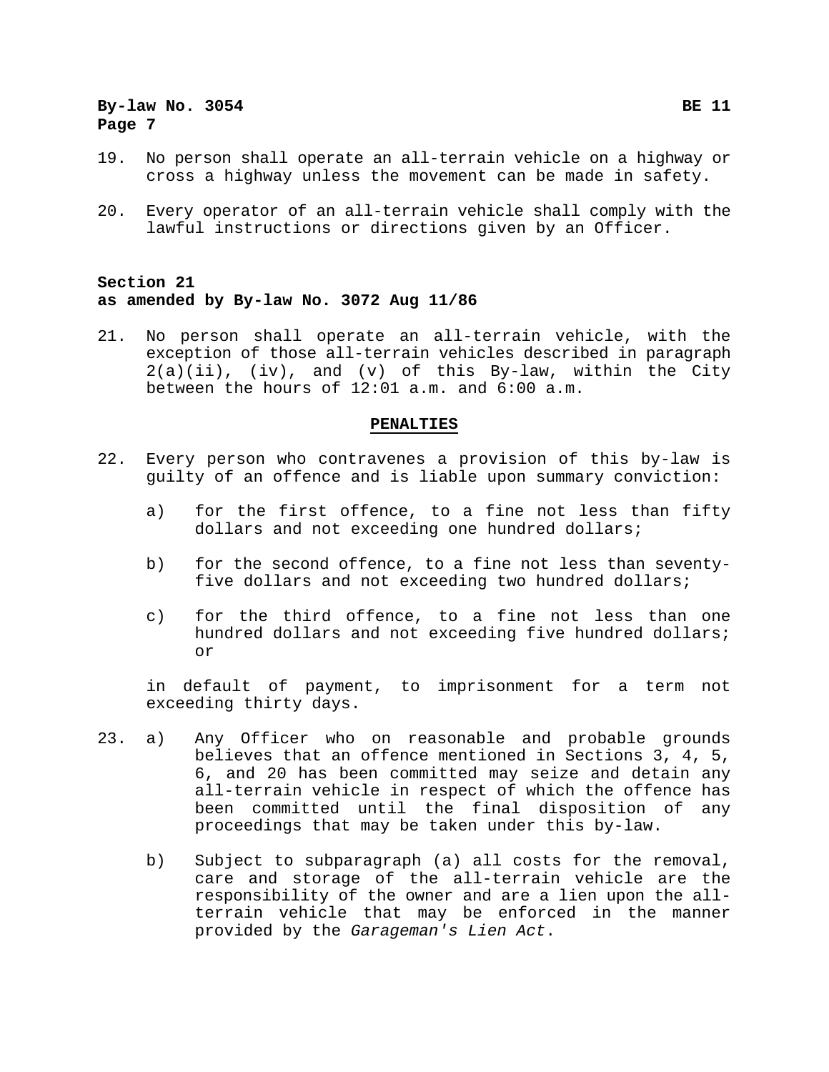19. No person shall operate an all-terrain vehicle on a highway or cross a highway unless the movement can be made in safety.

20. Every operator of an all-terrain vehicle shall comply with the lawful instructions or directions given by an Officer.

**Section 21**
**as amended by By-law No. 3072 Aug 11/86**

21. No person shall operate an all-terrain vehicle, with the exception of those all-terrain vehicles described in paragraph 2(a)(ii), (iv), and (v) of this By-law, within the City between the hours of 12:01 a.m. and 6:00 a.m.

## PENALTIES

22. Every person who contravenes a provision of this by-law is guilty of an offence and is liable upon summary conviction:

    a) for the first offence, to a fine not less than fifty dollars and not exceeding one hundred dollars;

    b) for the second offence, to a fine not less than seventy-five dollars and not exceeding two hundred dollars;

    c) for the third offence, to a fine not less than one hundred dollars and not exceeding five hundred dollars; or

    in default of payment, to imprisonment for a term not exceeding thirty days.

23. a) Any Officer who on reasonable and probable grounds believes that an offence mentioned in Sections 3, 4, 5, 6, and 20 has been committed may seize and detain any all-terrain vehicle in respect of which the offence has been committed until the final disposition of any proceedings that may be taken under this by-law.

    b) Subject to subparagraph (a) all costs for the removal, care and storage of the all-terrain vehicle are the responsibility of the owner and are a lien upon the all-terrain vehicle that may be enforced in the manner provided by the *Garageman's Lien Act*.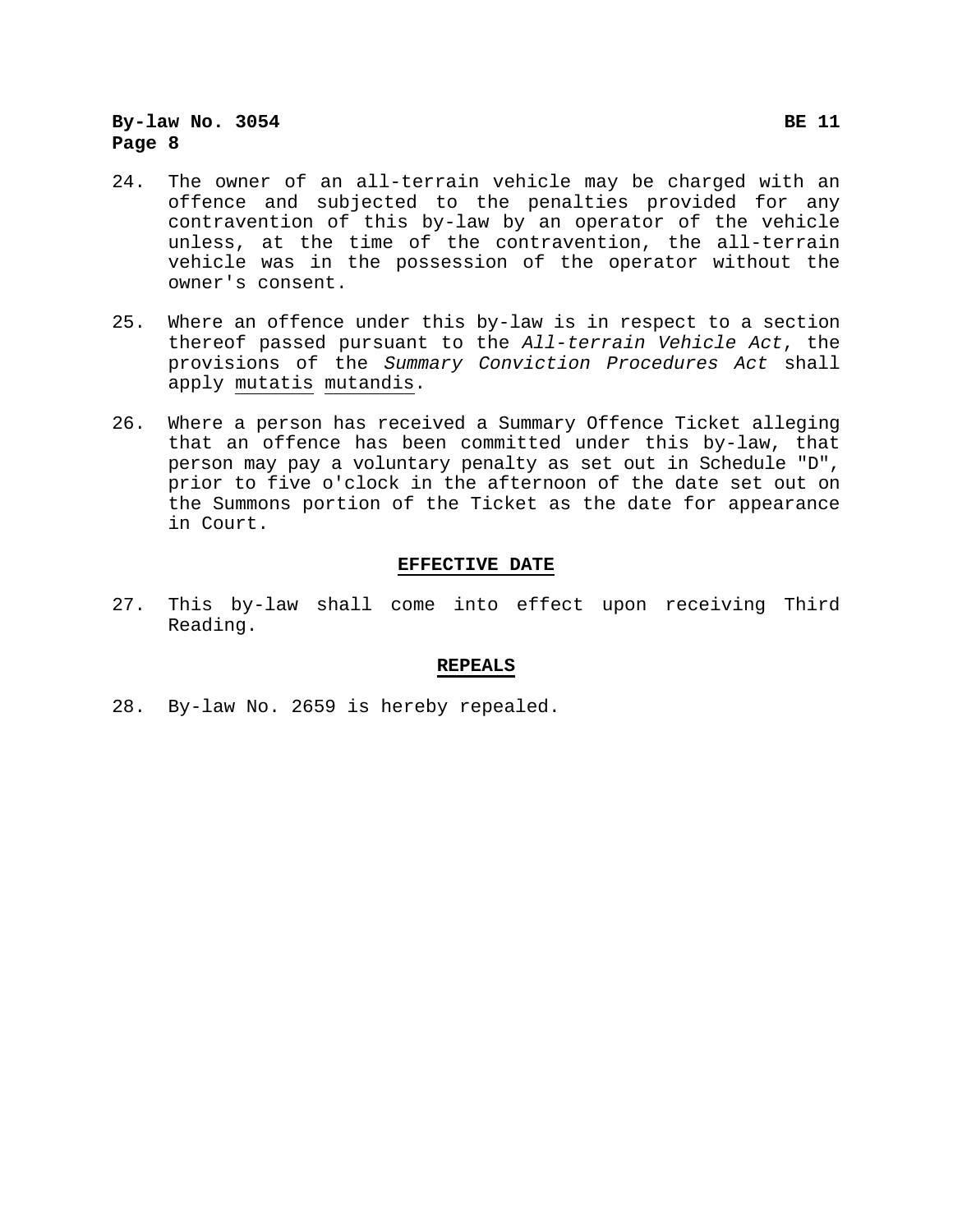24. The owner of an all-terrain vehicle may be charged with an offence and subjected to the penalties provided for any contravention of this by-law by an operator of the vehicle unless, at the time of the contravention, the all-terrain vehicle was in the possession of the operator without the owner's consent.

25. Where an offence under this by-law is in respect to a section thereof passed pursuant to the *All-terrain Vehicle Act*, the provisions of the *Summary Conviction Procedures Act* shall apply mutatis mutandis.

26. Where a person has received a Summary Offence Ticket alleging that an offence has been committed under this by-law, that person may pay a voluntary penalty as set out in Schedule "D", prior to five o'clock in the afternoon of the date set out on the Summons portion of the Ticket as the date for appearance in Court.

## EFFECTIVE DATE

27. This by-law shall come into effect upon receiving Third Reading.

## REPEALS

28. By-law No. 2659 is hereby repealed.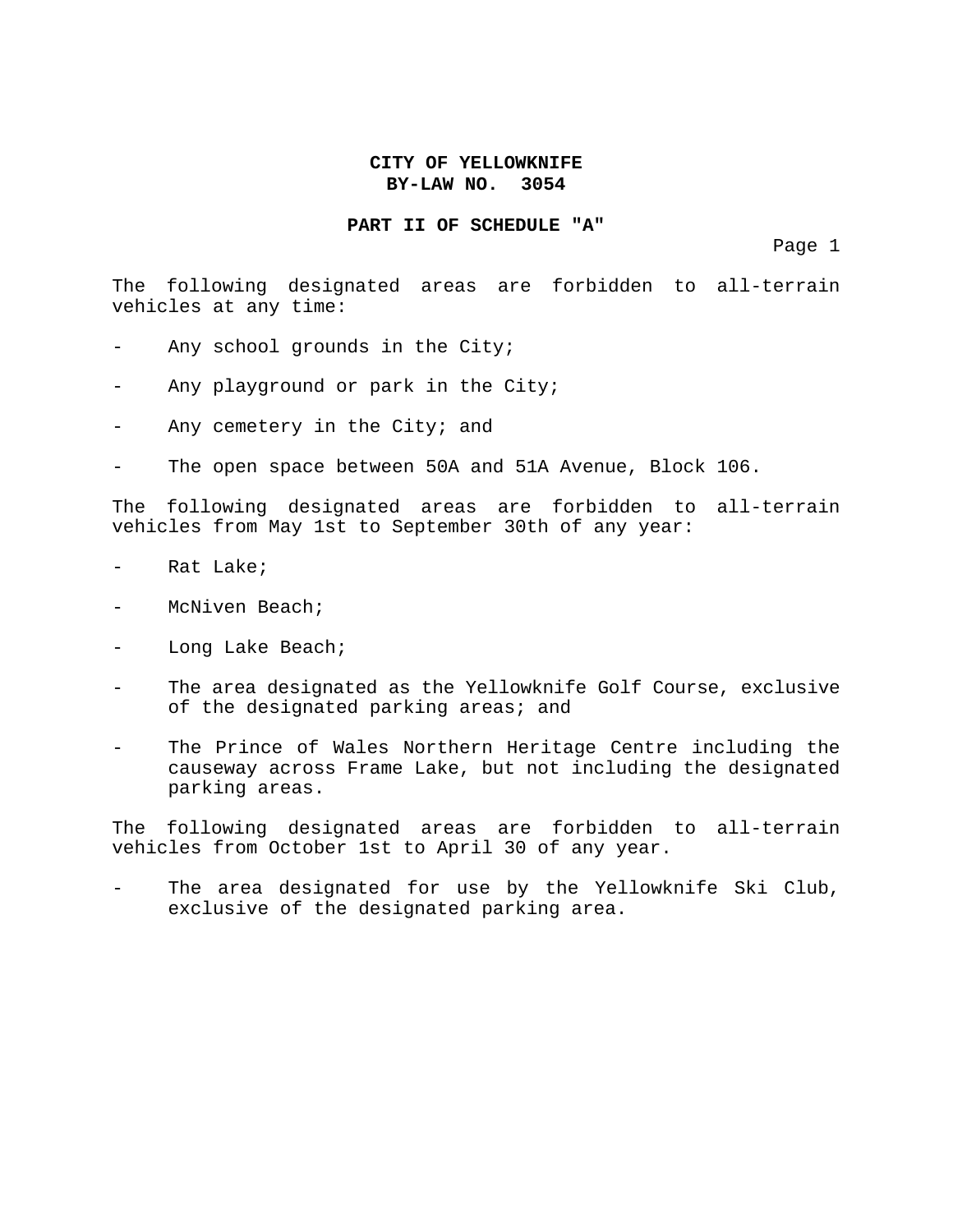**CITY OF YELLOWKNIFE**
**BY-LAW NO. 3054**

**PART II OF SCHEDULE "A"**

The following designated areas are forbidden to all-terrain vehicles at any time:

- Any school grounds in the City;
- Any playground or park in the City;
- Any cemetery in the City; and
- The open space between 50A and 51A Avenue, Block 106.

The following designated areas are forbidden to all-terrain vehicles from May 1st to September 30th of any year:

- Rat Lake;
- McNiven Beach;
- Long Lake Beach;
- The area designated as the Yellowknife Golf Course, exclusive of the designated parking areas; and
- The Prince of Wales Northern Heritage Centre including the causeway across Frame Lake, but not including the designated parking areas.

The following designated areas are forbidden to all-terrain vehicles from October 1st to April 30 of any year.

- The area designated for use by the Yellowknife Ski Club, exclusive of the designated parking area.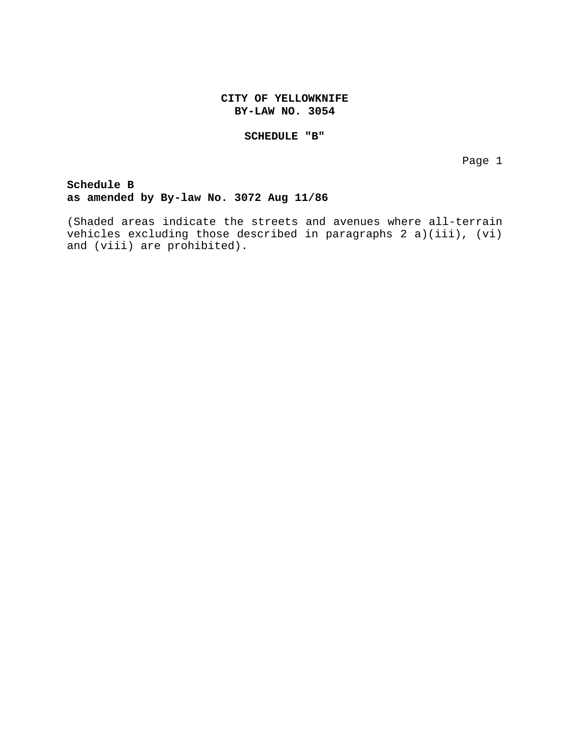**CITY OF YELLOWKNIFE**
**BY-LAW NO. 3054**

**SCHEDULE "B"**

**Schedule B**
**as amended by By-law No. 3072 Aug 11/86**

(Shaded areas indicate the streets and avenues where all-terrain vehicles excluding those described in paragraphs 2 a)(iii), (vi) and (viii) are prohibited).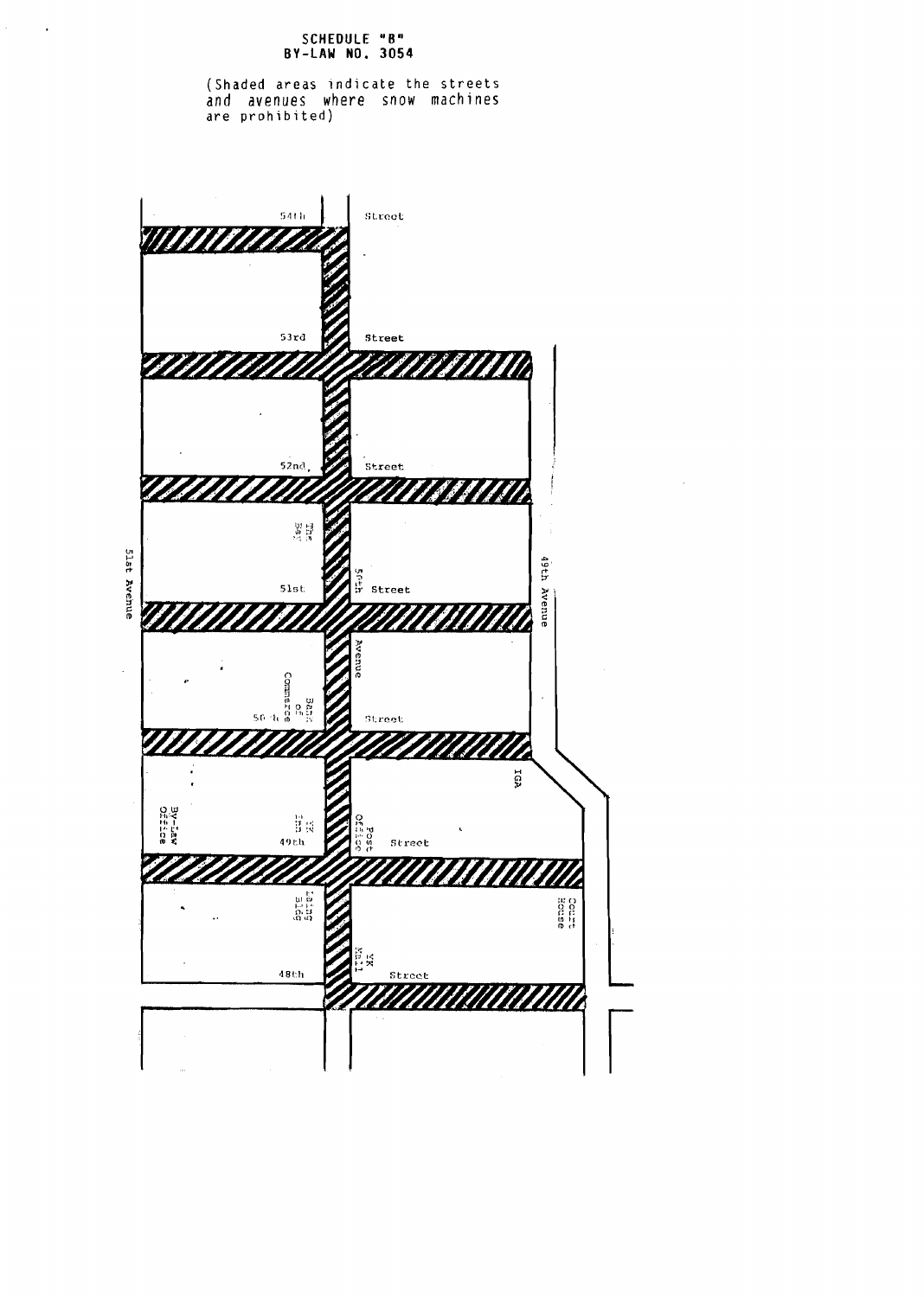# SCHEDULE "B"
# BY-LAW NO. 3054

(Shaded areas indicate the streets and avenues where snow machines are prohibited)

54th Street

53rd Street

52nd Street

The Bay

51st Avenue

51st Street

50th Avenue

49th Avenue

Bank of Commerce

50th Street

IGA

By-Law Office

YK Inn

Post Office

49th Street

Laing Bldg

Court House

YK Mall

48th Street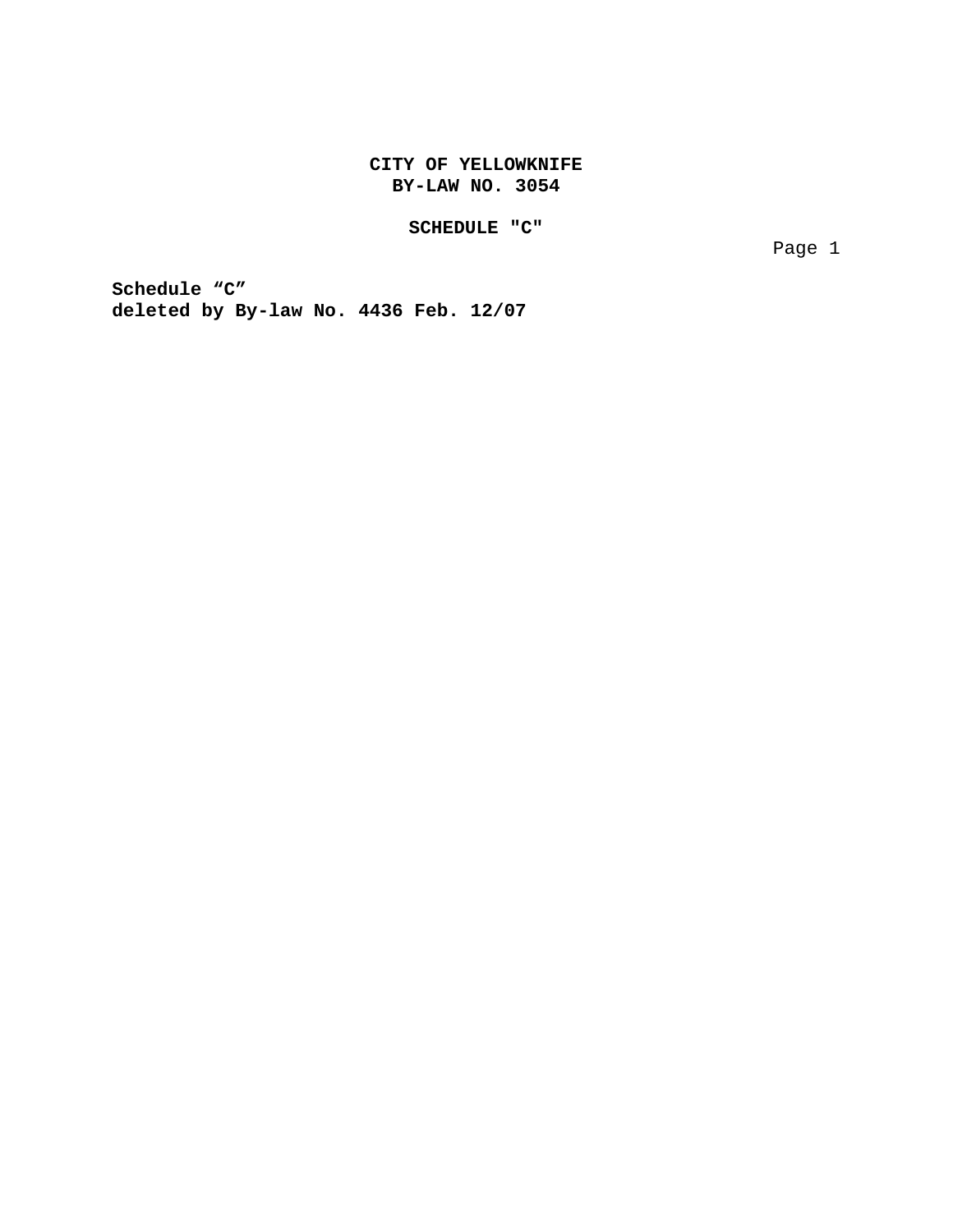**CITY OF YELLOWKNIFE**
**BY-LAW NO. 3054**

**SCHEDULE "C"**

**Schedule “C”**
**deleted by By-law No. 4436 Feb. 12/07**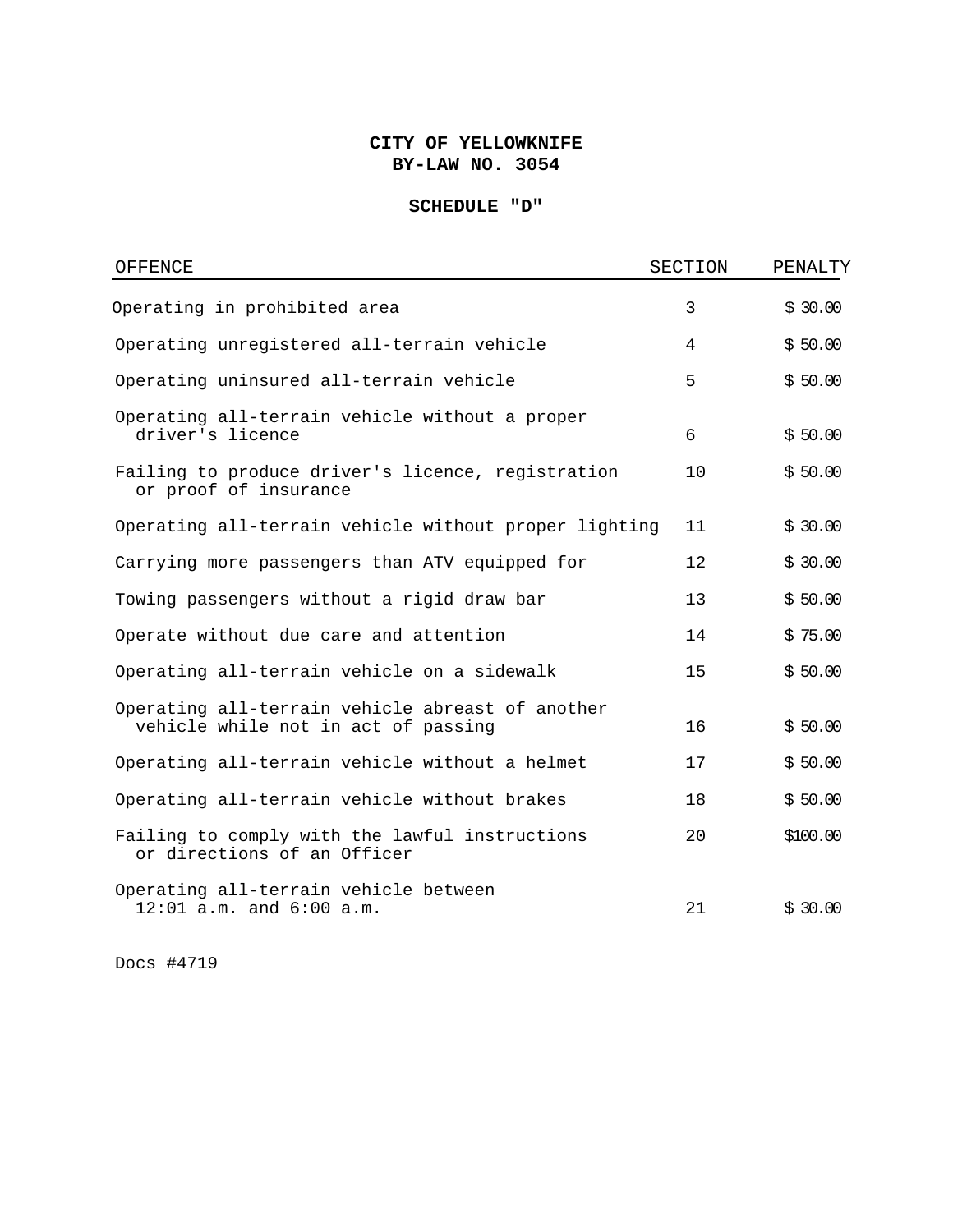# CITY OF YELLOWKNIFE
# BY-LAW NO. 3054

## SCHEDULE "D"

| OFFENCE | SECTION | PENALTY |
|---|---|---|
| Operating in prohibited area | 3 | $ 30.00 |
| Operating unregistered all-terrain vehicle | 4 | $ 50.00 |
| Operating uninsured all-terrain vehicle | 5 | $ 50.00 |
| Operating all-terrain vehicle without a proper driver's licence | 6 | $ 50.00 |
| Failing to produce driver's licence, registration or proof of insurance | 10 | $ 50.00 |
| Operating all-terrain vehicle without proper lighting | 11 | $ 30.00 |
| Carrying more passengers than ATV equipped for | 12 | $ 30.00 |
| Towing passengers without a rigid draw bar | 13 | $ 50.00 |
| Operate without due care and attention | 14 | $ 75.00 |
| Operating all-terrain vehicle on a sidewalk | 15 | $ 50.00 |
| Operating all-terrain vehicle abreast of another vehicle while not in act of passing | 16 | $ 50.00 |
| Operating all-terrain vehicle without a helmet | 17 | $ 50.00 |
| Operating all-terrain vehicle without brakes | 18 | $ 50.00 |
| Failing to comply with the lawful instructions or directions of an Officer | 20 | $100.00 |
| Operating all-terrain vehicle between 12:01 a.m. and 6:00 a.m. | 21 | $ 30.00 |

Docs #4719